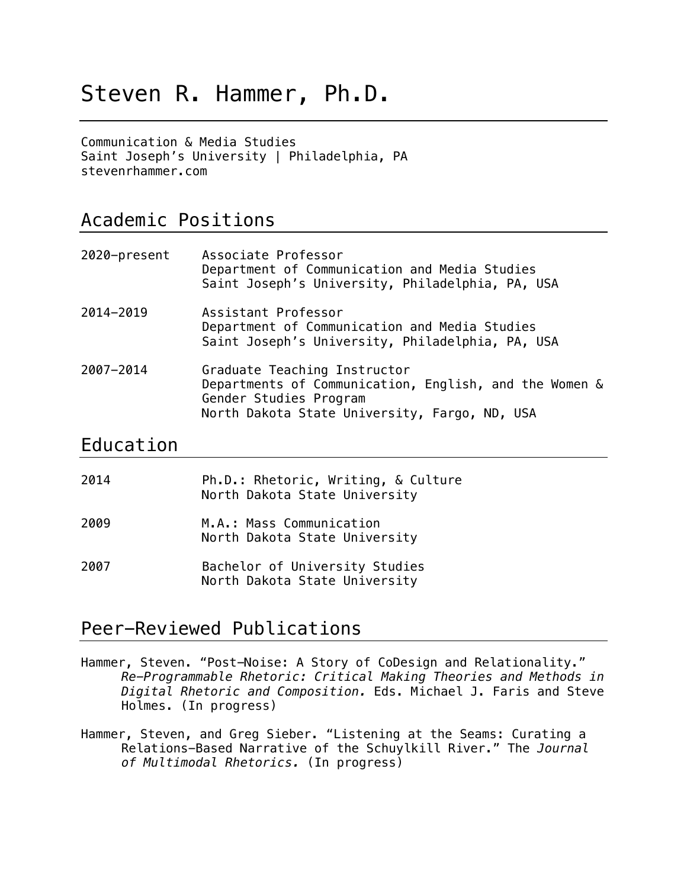# Steven R. Hammer, Ph.D.

Communication & Media Studies
Saint Joseph's University | Philadelphia, PA
stevenrhammer.com

## Academic Positions

2020–present — Associate Professor
Department of Communication and Media Studies
Saint Joseph's University, Philadelphia, PA, USA

2014–2019 — Assistant Professor
Department of Communication and Media Studies
Saint Joseph's University, Philadelphia, PA, USA

2007–2014 — Graduate Teaching Instructor
Departments of Communication, English, and the Women & Gender Studies Program
North Dakota State University, Fargo, ND, USA

## Education

2014 — Ph.D.: Rhetoric, Writing, & Culture
North Dakota State University

2009 — M.A.: Mass Communication
North Dakota State University

2007 — Bachelor of University Studies
North Dakota State University

## Peer-Reviewed Publications

Hammer, Steven. "Post-Noise: A Story of CoDesign and Relationality." *Re-Programmable Rhetoric: Critical Making Theories and Methods in Digital Rhetoric and Composition.* Eds. Michael J. Faris and Steve Holmes. (In progress)

Hammer, Steven, and Greg Sieber. "Listening at the Seams: Curating a Relations-Based Narrative of the Schuylkill River." The *Journal of Multimodal Rhetorics.* (In progress)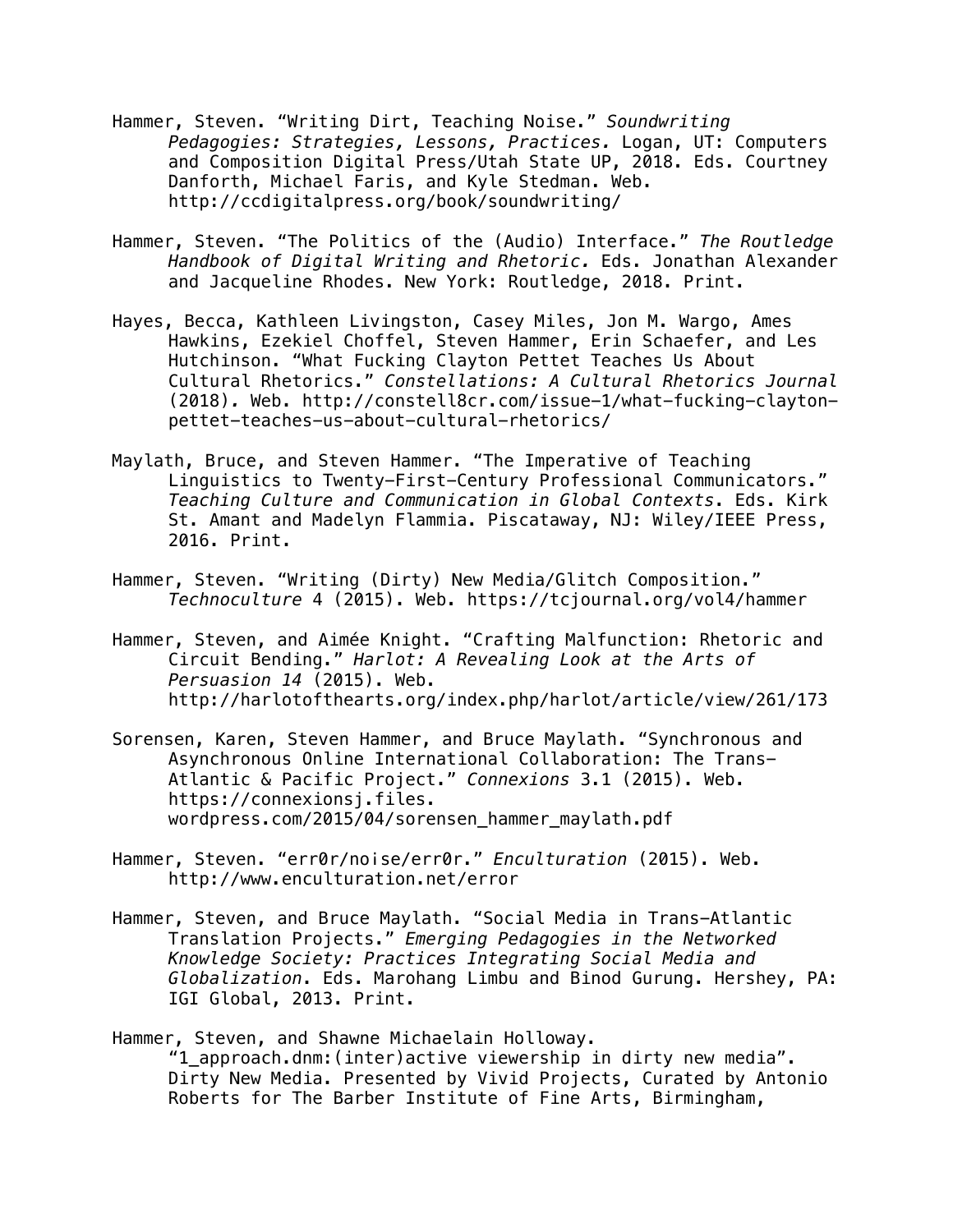Hammer, Steven. "Writing Dirt, Teaching Noise." *Soundwriting Pedagogies: Strategies, Lessons, Practices.* Logan, UT: Computers and Composition Digital Press/Utah State UP, 2018. Eds. Courtney Danforth, Michael Faris, and Kyle Stedman. Web. http://ccdigitalpress.org/book/soundwriting/

Hammer, Steven. "The Politics of the (Audio) Interface." *The Routledge Handbook of Digital Writing and Rhetoric.* Eds. Jonathan Alexander and Jacqueline Rhodes. New York: Routledge, 2018. Print.

Hayes, Becca, Kathleen Livingston, Casey Miles, Jon M. Wargo, Ames Hawkins, Ezekiel Choffel, Steven Hammer, Erin Schaefer, and Les Hutchinson. "What Fucking Clayton Pettet Teaches Us About Cultural Rhetorics." *Constellations: A Cultural Rhetorics Journal* (2018). Web. http://constell8cr.com/issue-1/what-fucking-clayton-pettet-teaches-us-about-cultural-rhetorics/

Maylath, Bruce, and Steven Hammer. "The Imperative of Teaching Linguistics to Twenty-First-Century Professional Communicators." *Teaching Culture and Communication in Global Contexts*. Eds. Kirk St. Amant and Madelyn Flammia. Piscataway, NJ: Wiley/IEEE Press, 2016. Print.

Hammer, Steven. "Writing (Dirty) New Media/Glitch Composition." *Technoculture* 4 (2015). Web. https://tcjournal.org/vol4/hammer

Hammer, Steven, and Aimée Knight. "Crafting Malfunction: Rhetoric and Circuit Bending." *Harlot: A Revealing Look at the Arts of Persuasion 14* (2015). Web. http://harlotofthearts.org/index.php/harlot/article/view/261/173

Sorensen, Karen, Steven Hammer, and Bruce Maylath. "Synchronous and Asynchronous Online International Collaboration: The Trans-Atlantic & Pacific Project." *Connexions* 3.1 (2015). Web. https://connexionsj.files.wordpress.com/2015/04/sorensen_hammer_maylath.pdf

Hammer, Steven. "err0r/noise/err0r." *Enculturation* (2015). Web. http://www.enculturation.net/error

Hammer, Steven, and Bruce Maylath. "Social Media in Trans-Atlantic Translation Projects." *Emerging Pedagogies in the Networked Knowledge Society: Practices Integrating Social Media and Globalization*. Eds. Marohang Limbu and Binod Gurung. Hershey, PA: IGI Global, 2013. Print.

Hammer, Steven, and Shawne Michaelain Holloway. "1_approach.dnm:(inter)active viewership in dirty new media". Dirty New Media. Presented by Vivid Projects, Curated by Antonio Roberts for The Barber Institute of Fine Arts, Birmingham,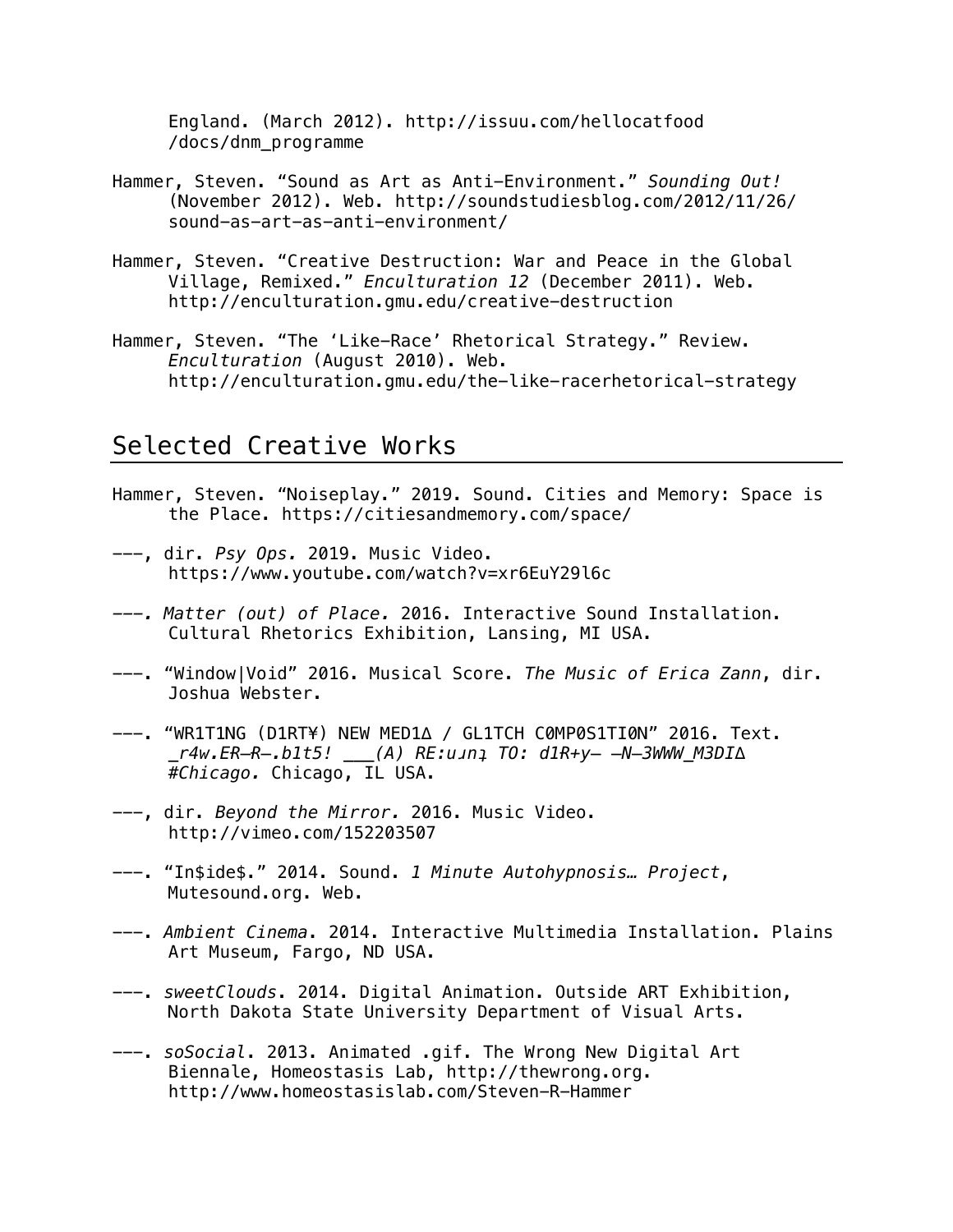England. (March 2012). http://issuu.com/hellocatfood/docs/dnm_programme

Hammer, Steven. “Sound as Art as Anti-Environment.” *Sounding Out!* (November 2012). Web. http://soundstudiesblog.com/2012/11/26/sound-as-art-as-anti-environment/

Hammer, Steven. “Creative Destruction: War and Peace in the Global Village, Remixed.” *Enculturation 12* (December 2011). Web. http://enculturation.gmu.edu/creative-destruction

Hammer, Steven. “The ‘Like-Race’ Rhetorical Strategy.” Review. *Enculturation* (August 2010). Web. http://enculturation.gmu.edu/the-like-racerhetorical-strategy

## Selected Creative Works

Hammer, Steven. “Noiseplay.” 2019. Sound. Cities and Memory: Space is the Place. https://citiesandmemory.com/space/

---, dir. *Psy Ops.* 2019. Music Video. https://www.youtube.com/watch?v=xr6EuY29l6c

---. *Matter (out) of Place.* 2016. Interactive Sound Installation. Cultural Rhetorics Exhibition, Lansing, MI USA.

---. “Window|Void” 2016. Musical Score. *The Music of Erica Zann*, dir. Joshua Webster.

---. “WR1T1NG (D1RT¥) NEW MED1∆ / GL1TCH C0MP0S1TI0N” 2016. Text. *_r4w.ER–R–.b1t5! ___(A) RE:uɹnʇ TO: d1R+y– –N–3WWW_M3DI∆ #Chicago.* Chicago, IL USA.

---, dir. *Beyond the Mirror.* 2016. Music Video. http://vimeo.com/152203507

---. “In$ide$.” 2014. Sound. *1 Minute Autohypnosis… Project*, Mutesound.org. Web.

---. *Ambient Cinema*. 2014. Interactive Multimedia Installation. Plains Art Museum, Fargo, ND USA.

---. *sweetClouds*. 2014. Digital Animation. Outside ART Exhibition, North Dakota State University Department of Visual Arts.

---. *soSocial*. 2013. Animated .gif. The Wrong New Digital Art Biennale, Homeostasis Lab, http://thewrong.org. http://www.homeostasislab.com/Steven-R-Hammer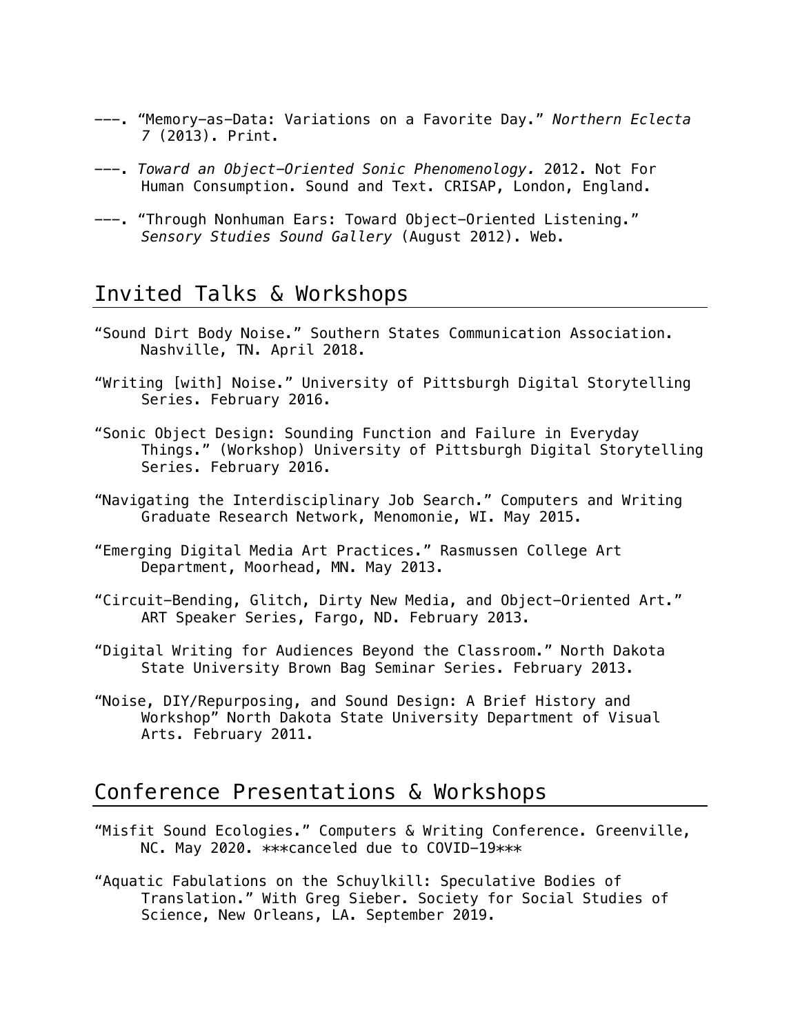---. "Memory-as-Data: Variations on a Favorite Day." *Northern Eclecta 7* (2013). Print.

---. *Toward an Object-Oriented Sonic Phenomenology.* 2012. Not For Human Consumption. Sound and Text. CRISAP, London, England.

---. "Through Nonhuman Ears: Toward Object-Oriented Listening." *Sensory Studies Sound Gallery* (August 2012). Web.

## Invited Talks & Workshops

"Sound Dirt Body Noise." Southern States Communication Association. Nashville, TN. April 2018.

"Writing [with] Noise." University of Pittsburgh Digital Storytelling Series. February 2016.

"Sonic Object Design: Sounding Function and Failure in Everyday Things." (Workshop) University of Pittsburgh Digital Storytelling Series. February 2016.

"Navigating the Interdisciplinary Job Search." Computers and Writing Graduate Research Network, Menomonie, WI. May 2015.

"Emerging Digital Media Art Practices." Rasmussen College Art Department, Moorhead, MN. May 2013.

"Circuit-Bending, Glitch, Dirty New Media, and Object-Oriented Art." ART Speaker Series, Fargo, ND. February 2013.

"Digital Writing for Audiences Beyond the Classroom." North Dakota State University Brown Bag Seminar Series. February 2013.

"Noise, DIY/Repurposing, and Sound Design: A Brief History and Workshop" North Dakota State University Department of Visual Arts. February 2011.

## Conference Presentations & Workshops

"Misfit Sound Ecologies." Computers & Writing Conference. Greenville, NC. May 2020. ***canceled due to COVID-19***

"Aquatic Fabulations on the Schuylkill: Speculative Bodies of Translation." With Greg Sieber. Society for Social Studies of Science, New Orleans, LA. September 2019.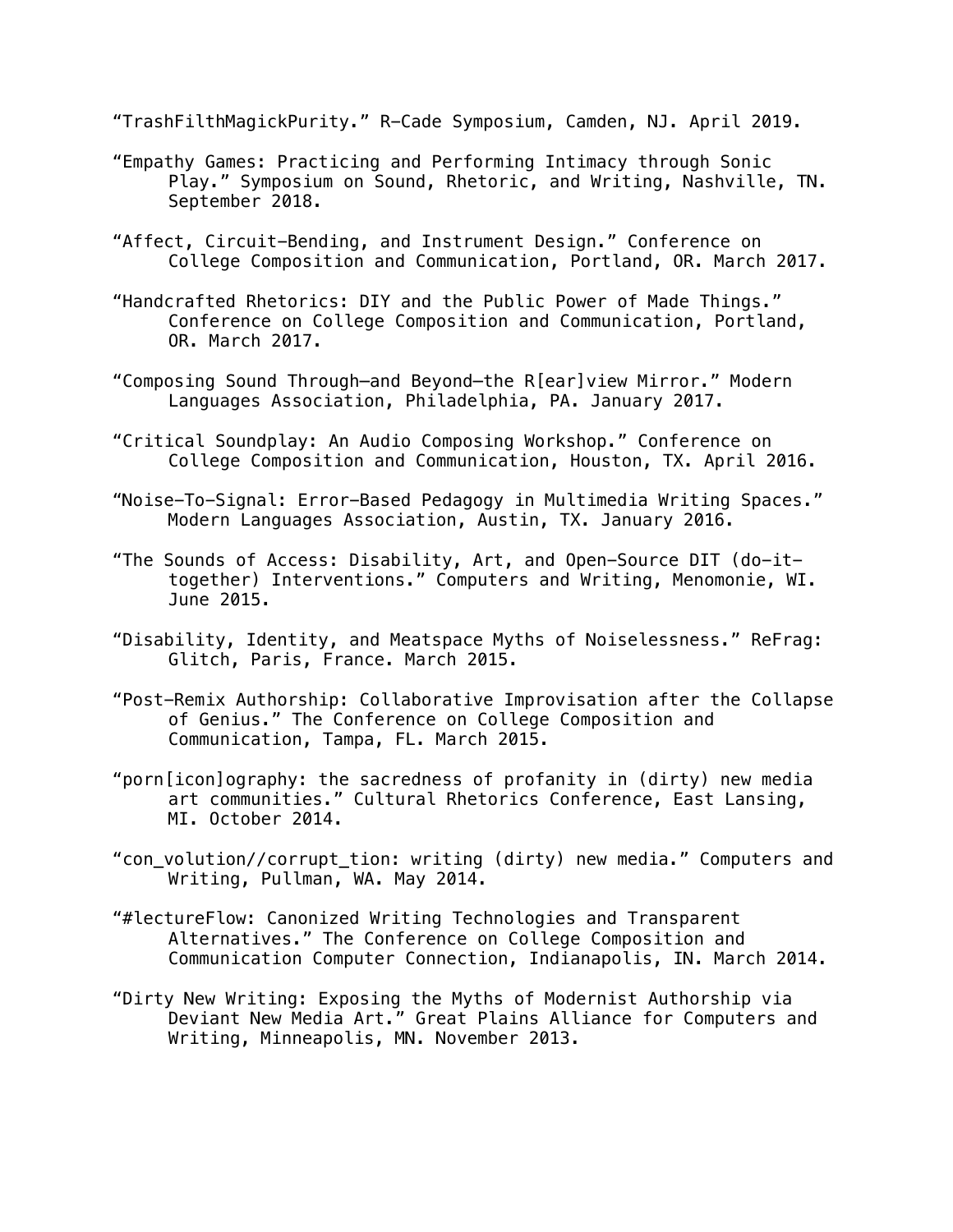“TrashFilthMagickPurity.” R-Cade Symposium, Camden, NJ. April 2019.

“Empathy Games: Practicing and Performing Intimacy through Sonic Play.” Symposium on Sound, Rhetoric, and Writing, Nashville, TN. September 2018.

“Affect, Circuit-Bending, and Instrument Design.” Conference on College Composition and Communication, Portland, OR. March 2017.

“Handcrafted Rhetorics: DIY and the Public Power of Made Things.” Conference on College Composition and Communication, Portland, OR. March 2017.

“Composing Sound Through—and Beyond—the R[ear]view Mirror.” Modern Languages Association, Philadelphia, PA. January 2017.

“Critical Soundplay: An Audio Composing Workshop.” Conference on College Composition and Communication, Houston, TX. April 2016.

“Noise-To-Signal: Error-Based Pedagogy in Multimedia Writing Spaces.” Modern Languages Association, Austin, TX. January 2016.

“The Sounds of Access: Disability, Art, and Open-Source DIT (do-it-together) Interventions.” Computers and Writing, Menomonie, WI. June 2015.

“Disability, Identity, and Meatspace Myths of Noiselessness.” ReFrag: Glitch, Paris, France. March 2015.

“Post-Remix Authorship: Collaborative Improvisation after the Collapse of Genius.” The Conference on College Composition and Communication, Tampa, FL. March 2015.

“porn[icon]ography: the sacredness of profanity in (dirty) new media art communities.” Cultural Rhetorics Conference, East Lansing, MI. October 2014.

“con_volution//corrupt_tion: writing (dirty) new media.” Computers and Writing, Pullman, WA. May 2014.

“#lectureFlow: Canonized Writing Technologies and Transparent Alternatives.” The Conference on College Composition and Communication Computer Connection, Indianapolis, IN. March 2014.

“Dirty New Writing: Exposing the Myths of Modernist Authorship via Deviant New Media Art.” Great Plains Alliance for Computers and Writing, Minneapolis, MN. November 2013.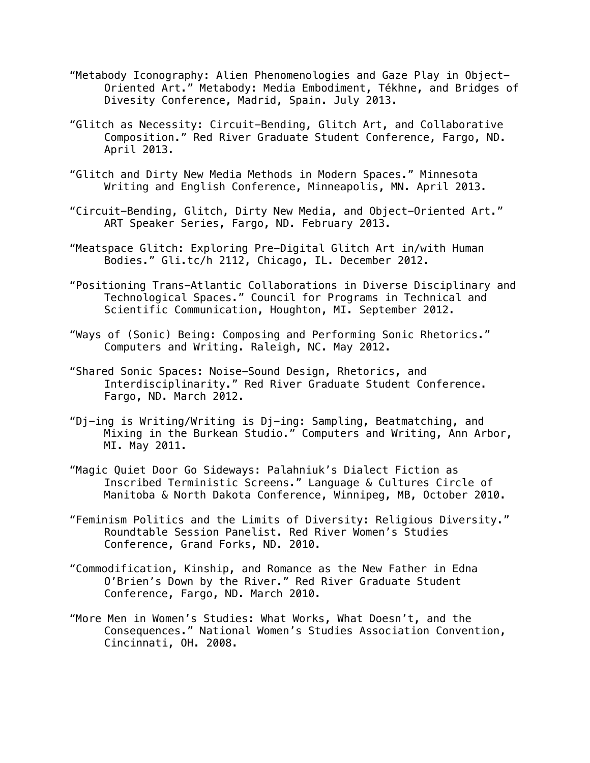“Metabody Iconography: Alien Phenomenologies and Gaze Play in Object-Oriented Art.” Metabody: Media Embodiment, Tékhne, and Bridges of Divesity Conference, Madrid, Spain. July 2013.

“Glitch as Necessity: Circuit-Bending, Glitch Art, and Collaborative Composition.” Red River Graduate Student Conference, Fargo, ND. April 2013.

“Glitch and Dirty New Media Methods in Modern Spaces.” Minnesota Writing and English Conference, Minneapolis, MN. April 2013.

“Circuit-Bending, Glitch, Dirty New Media, and Object-Oriented Art.” ART Speaker Series, Fargo, ND. February 2013.

“Meatspace Glitch: Exploring Pre-Digital Glitch Art in/with Human Bodies.” Gli.tc/h 2112, Chicago, IL. December 2012.

“Positioning Trans-Atlantic Collaborations in Diverse Disciplinary and Technological Spaces.” Council for Programs in Technical and Scientific Communication, Houghton, MI. September 2012.

“Ways of (Sonic) Being: Composing and Performing Sonic Rhetorics.” Computers and Writing. Raleigh, NC. May 2012.

“Shared Sonic Spaces: Noise-Sound Design, Rhetorics, and Interdisciplinarity.” Red River Graduate Student Conference. Fargo, ND. March 2012.

“Dj-ing is Writing/Writing is Dj-ing: Sampling, Beatmatching, and Mixing in the Burkean Studio.” Computers and Writing, Ann Arbor, MI. May 2011.

“Magic Quiet Door Go Sideways: Palahniuk’s Dialect Fiction as Inscribed Terministic Screens.” Language & Cultures Circle of Manitoba & North Dakota Conference, Winnipeg, MB, October 2010.

“Feminism Politics and the Limits of Diversity: Religious Diversity.” Roundtable Session Panelist. Red River Women’s Studies Conference, Grand Forks, ND. 2010.

“Commodification, Kinship, and Romance as the New Father in Edna O’Brien’s Down by the River.” Red River Graduate Student Conference, Fargo, ND. March 2010.

“More Men in Women’s Studies: What Works, What Doesn’t, and the Consequences.” National Women’s Studies Association Convention, Cincinnati, OH. 2008.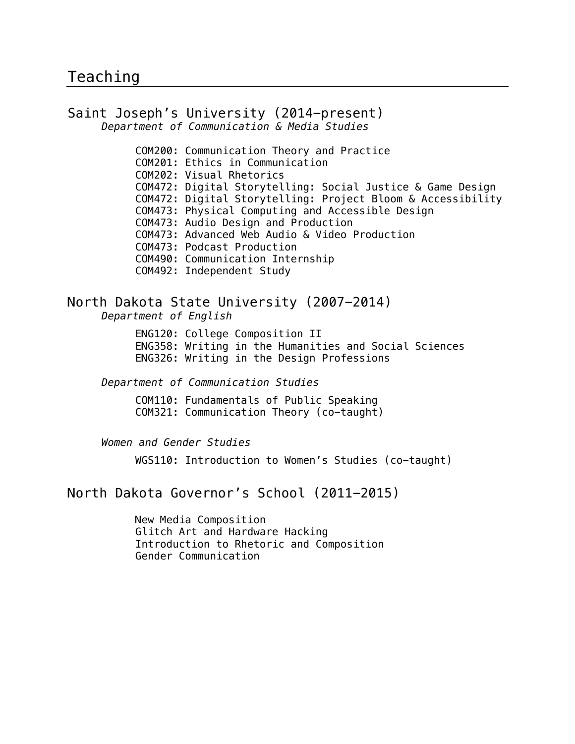# Teaching

## Saint Joseph's University (2014–present)

*Department of Communication & Media Studies*

COM200: Communication Theory and Practice
COM201: Ethics in Communication
COM202: Visual Rhetorics
COM472: Digital Storytelling: Social Justice & Game Design
COM472: Digital Storytelling: Project Bloom & Accessibility
COM473: Physical Computing and Accessible Design
COM473: Audio Design and Production
COM473: Advanced Web Audio & Video Production
COM473: Podcast Production
COM490: Communication Internship
COM492: Independent Study

## North Dakota State University (2007–2014)

*Department of English*

ENG120: College Composition II
ENG358: Writing in the Humanities and Social Sciences
ENG326: Writing in the Design Professions

*Department of Communication Studies*

COM110: Fundamentals of Public Speaking
COM321: Communication Theory (co-taught)

*Women and Gender Studies*

WGS110: Introduction to Women's Studies (co-taught)

## North Dakota Governor's School (2011–2015)

New Media Composition
Glitch Art and Hardware Hacking
Introduction to Rhetoric and Composition
Gender Communication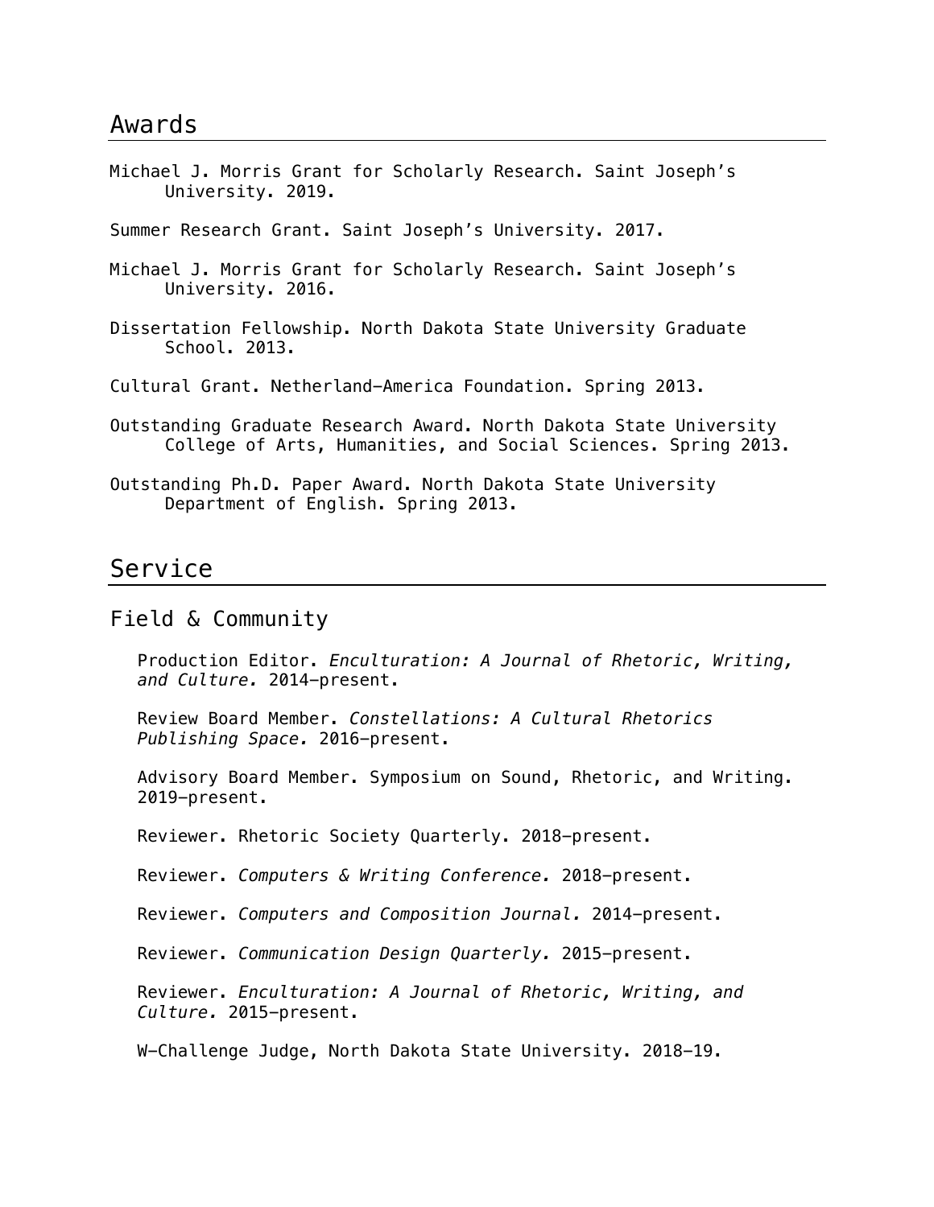## Awards

Michael J. Morris Grant for Scholarly Research. Saint Joseph's University. 2019.

Summer Research Grant. Saint Joseph's University. 2017.

Michael J. Morris Grant for Scholarly Research. Saint Joseph's University. 2016.

Dissertation Fellowship. North Dakota State University Graduate School. 2013.

Cultural Grant. Netherland-America Foundation. Spring 2013.

Outstanding Graduate Research Award. North Dakota State University College of Arts, Humanities, and Social Sciences. Spring 2013.

Outstanding Ph.D. Paper Award. North Dakota State University Department of English. Spring 2013.

## Service

### Field & Community

Production Editor. *Enculturation: A Journal of Rhetoric, Writing, and Culture.* 2014–present.

Review Board Member. *Constellations: A Cultural Rhetorics Publishing Space.* 2016–present.

Advisory Board Member. Symposium on Sound, Rhetoric, and Writing. 2019–present.

Reviewer. Rhetoric Society Quarterly. 2018–present.

Reviewer. *Computers & Writing Conference.* 2018–present.

Reviewer. *Computers and Composition Journal.* 2014–present.

Reviewer. *Communication Design Quarterly.* 2015–present.

Reviewer. *Enculturation: A Journal of Rhetoric, Writing, and Culture.* 2015–present.

W-Challenge Judge, North Dakota State University. 2018–19.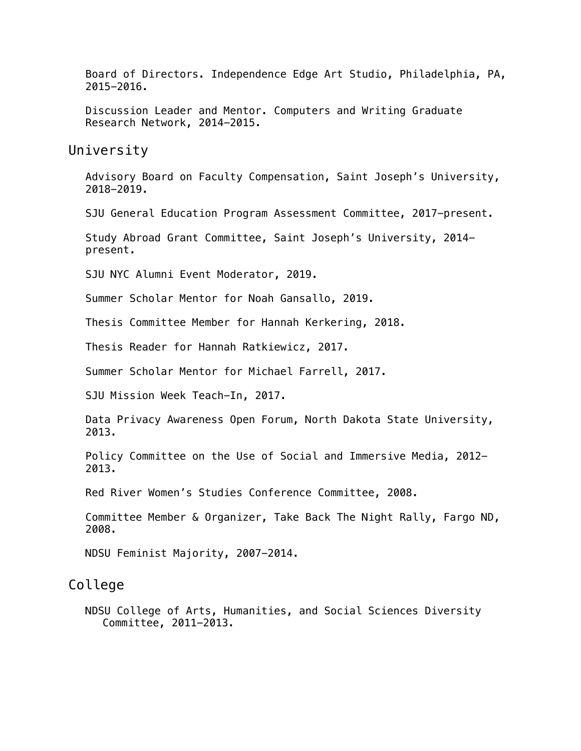Board of Directors. Independence Edge Art Studio, Philadelphia, PA, 2015–2016.

Discussion Leader and Mentor. Computers and Writing Graduate Research Network, 2014–2015.

## University

Advisory Board on Faculty Compensation, Saint Joseph's University, 2018–2019.

SJU General Education Program Assessment Committee, 2017–present.

Study Abroad Grant Committee, Saint Joseph's University, 2014–present.

SJU NYC Alumni Event Moderator, 2019.

Summer Scholar Mentor for Noah Gansallo, 2019.

Thesis Committee Member for Hannah Kerkering, 2018.

Thesis Reader for Hannah Ratkiewicz, 2017.

Summer Scholar Mentor for Michael Farrell, 2017.

SJU Mission Week Teach-In, 2017.

Data Privacy Awareness Open Forum, North Dakota State University, 2013.

Policy Committee on the Use of Social and Immersive Media, 2012–2013.

Red River Women's Studies Conference Committee, 2008.

Committee Member & Organizer, Take Back The Night Rally, Fargo ND, 2008.

NDSU Feminist Majority, 2007–2014.

## College

NDSU College of Arts, Humanities, and Social Sciences Diversity Committee, 2011–2013.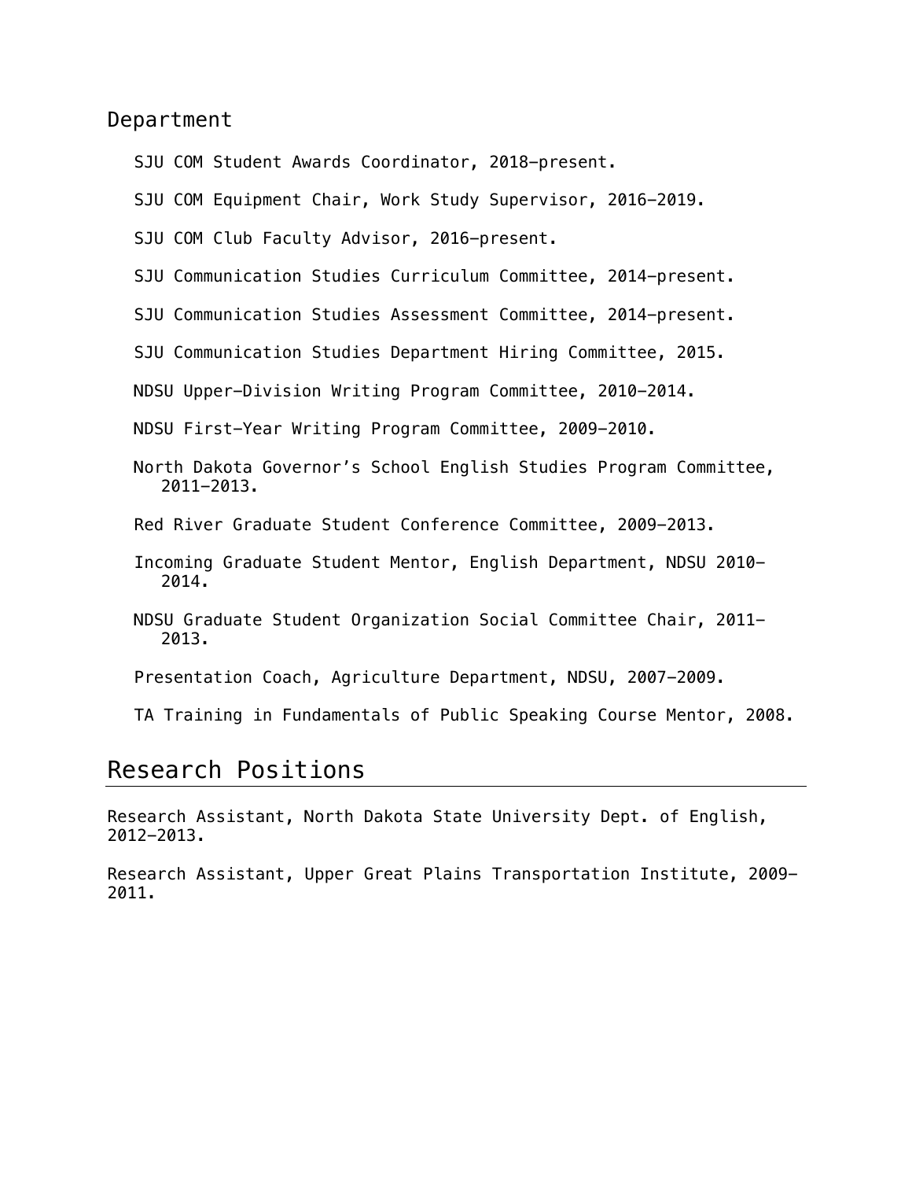### Department

SJU COM Student Awards Coordinator, 2018–present.

SJU COM Equipment Chair, Work Study Supervisor, 2016–2019.

SJU COM Club Faculty Advisor, 2016–present.

SJU Communication Studies Curriculum Committee, 2014–present.

SJU Communication Studies Assessment Committee, 2014–present.

SJU Communication Studies Department Hiring Committee, 2015.

NDSU Upper–Division Writing Program Committee, 2010–2014.

NDSU First–Year Writing Program Committee, 2009–2010.

North Dakota Governor's School English Studies Program Committee, 2011–2013.

Red River Graduate Student Conference Committee, 2009–2013.

Incoming Graduate Student Mentor, English Department, NDSU 2010–2014.

NDSU Graduate Student Organization Social Committee Chair, 2011–2013.

Presentation Coach, Agriculture Department, NDSU, 2007–2009.

TA Training in Fundamentals of Public Speaking Course Mentor, 2008.

## Research Positions

Research Assistant, North Dakota State University Dept. of English, 2012–2013.

Research Assistant, Upper Great Plains Transportation Institute, 2009–2011.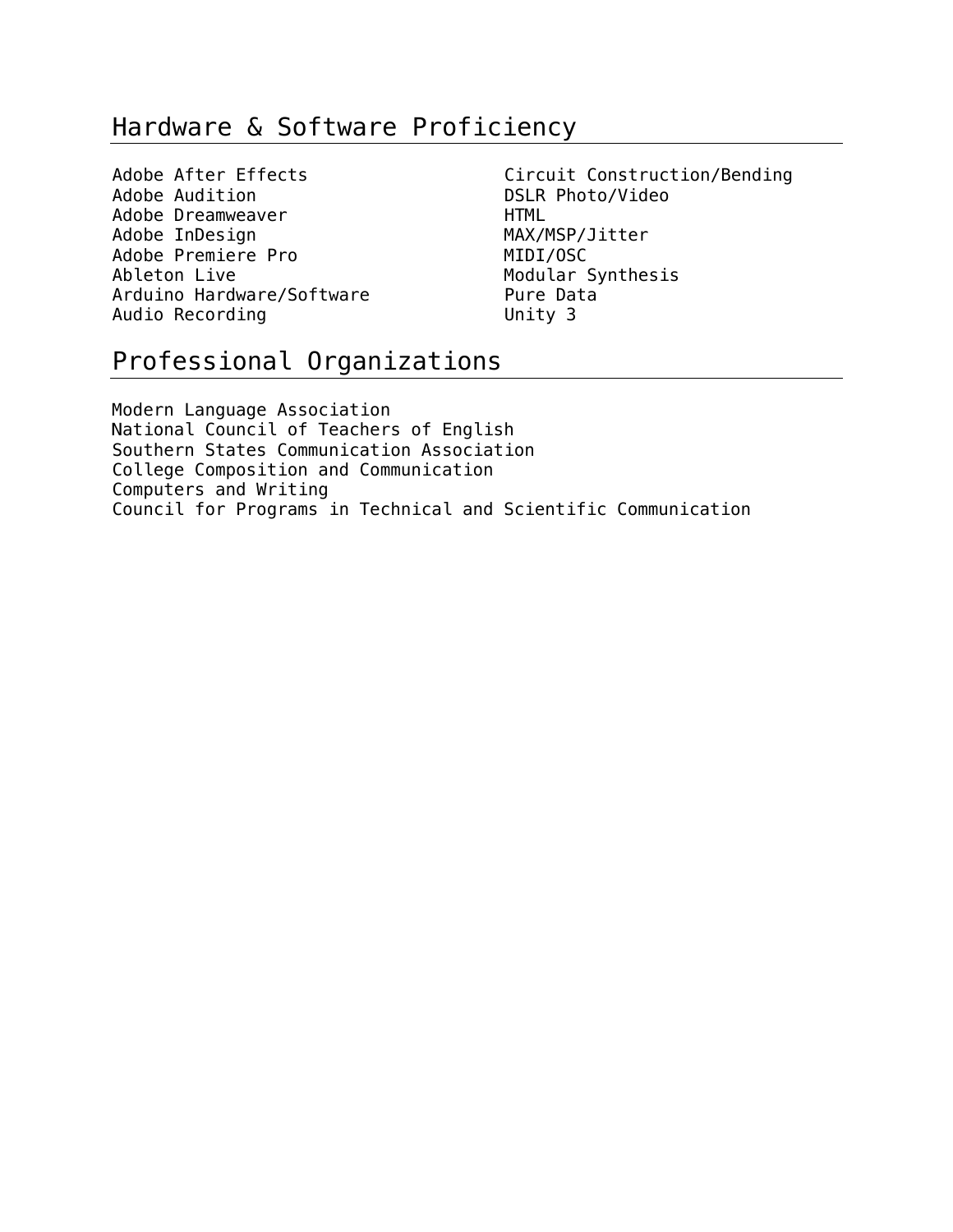## Hardware & Software Proficiency

Adobe After Effects
Adobe Audition
Adobe Dreamweaver
Adobe InDesign
Adobe Premiere Pro
Ableton Live
Arduino Hardware/Software
Audio Recording
Circuit Construction/Bending
DSLR Photo/Video
HTML
MAX/MSP/Jitter
MIDI/OSC
Modular Synthesis
Pure Data
Unity 3

## Professional Organizations

Modern Language Association
National Council of Teachers of English
Southern States Communication Association
College Composition and Communication
Computers and Writing
Council for Programs in Technical and Scientific Communication